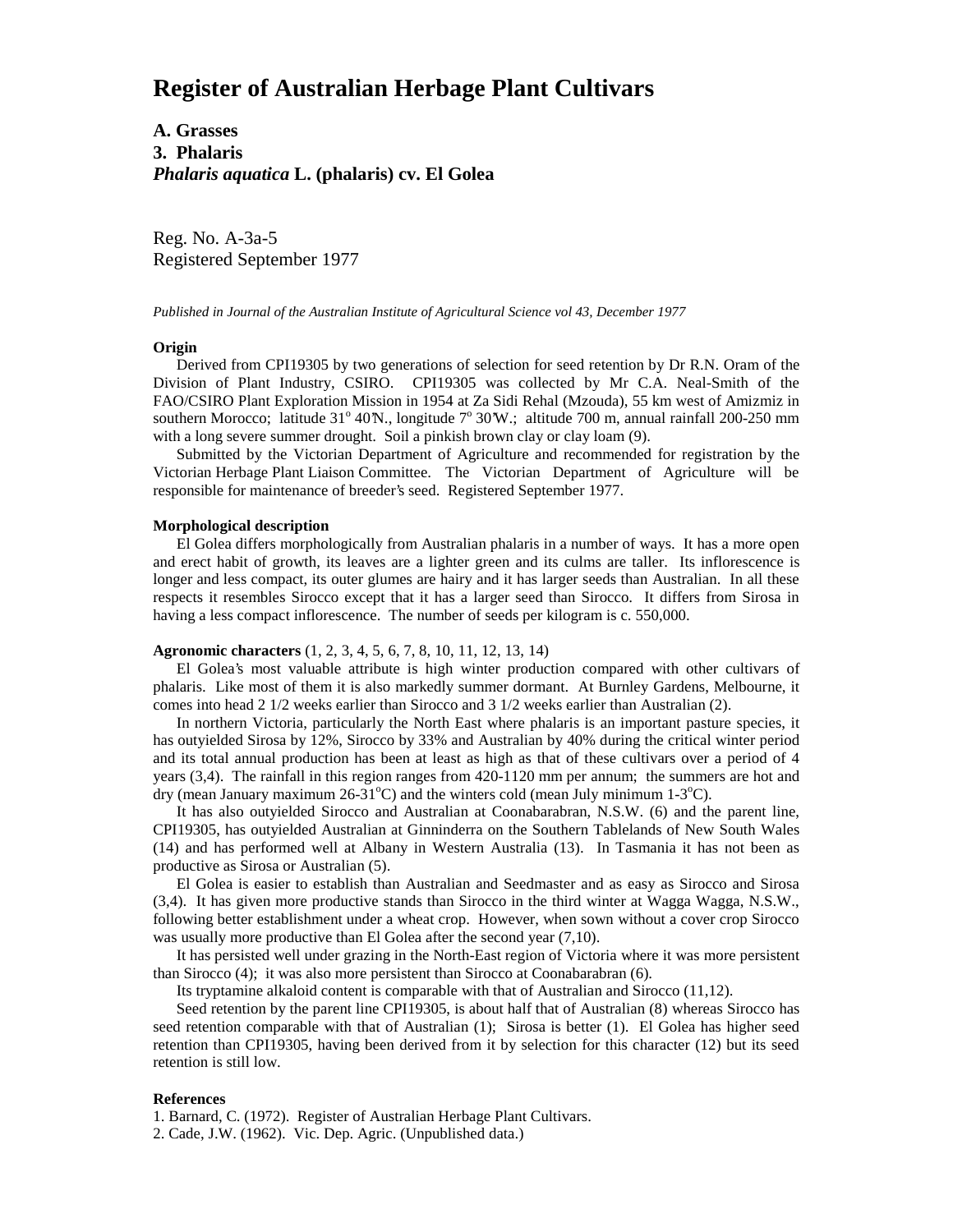# Register of Australian Herbage Plant Cultivars

**A. Grasses**
**3. Phalaris**
***Phalaris aquatica* L. (phalaris) cv. El Golea**

Reg. No. A-3a-5
Registered September 1977

*Published in Journal of the Australian Institute of Agricultural Science vol 43, December 1977*

### Origin

Derived from CPI19305 by two generations of selection for seed retention by Dr R.N. Oram of the Division of Plant Industry, CSIRO. CPI19305 was collected by Mr C.A. Neal-Smith of the FAO/CSIRO Plant Exploration Mission in 1954 at Za Sidi Rehal (Mzouda), 55 km west of Amizmiz in southern Morocco; latitude 31° 40'N., longitude 7° 30'W.; altitude 700 m, annual rainfall 200-250 mm with a long severe summer drought. Soil a pinkish brown clay or clay loam (9).

Submitted by the Victorian Department of Agriculture and recommended for registration by the Victorian Herbage Plant Liaison Committee. The Victorian Department of Agriculture will be responsible for maintenance of breeder's seed. Registered September 1977.

### Morphological description

El Golea differs morphologically from Australian phalaris in a number of ways. It has a more open and erect habit of growth, its leaves are a lighter green and its culms are taller. Its inflorescence is longer and less compact, its outer glumes are hairy and it has larger seeds than Australian. In all these respects it resembles Sirocco except that it has a larger seed than Sirocco. It differs from Sirosa in having a less compact inflorescence. The number of seeds per kilogram is c. 550,000.

### Agronomic characters (1, 2, 3, 4, 5, 6, 7, 8, 10, 11, 12, 13, 14)

El Golea's most valuable attribute is high winter production compared with other cultivars of phalaris. Like most of them it is also markedly summer dormant. At Burnley Gardens, Melbourne, it comes into head 2 1/2 weeks earlier than Sirocco and 3 1/2 weeks earlier than Australian (2).

In northern Victoria, particularly the North East where phalaris is an important pasture species, it has outyielded Sirosa by 12%, Sirocco by 33% and Australian by 40% during the critical winter period and its total annual production has been at least as high as that of these cultivars over a period of 4 years (3,4). The rainfall in this region ranges from 420-1120 mm per annum; the summers are hot and dry (mean January maximum 26-31°C) and the winters cold (mean July minimum 1-3°C).

It has also outyielded Sirocco and Australian at Coonabarabran, N.S.W. (6) and the parent line, CPI19305, has outyielded Australian at Ginninderra on the Southern Tablelands of New South Wales (14) and has performed well at Albany in Western Australia (13). In Tasmania it has not been as productive as Sirosa or Australian (5).

El Golea is easier to establish than Australian and Seedmaster and as easy as Sirocco and Sirosa (3,4). It has given more productive stands than Sirocco in the third winter at Wagga Wagga, N.S.W., following better establishment under a wheat crop. However, when sown without a cover crop Sirocco was usually more productive than El Golea after the second year (7,10).

It has persisted well under grazing in the North-East region of Victoria where it was more persistent than Sirocco (4); it was also more persistent than Sirocco at Coonabarabran (6).

Its tryptamine alkaloid content is comparable with that of Australian and Sirocco (11,12).

Seed retention by the parent line CPI19305, is about half that of Australian (8) whereas Sirocco has seed retention comparable with that of Australian (1); Sirosa is better (1). El Golea has higher seed retention than CPI19305, having been derived from it by selection for this character (12) but its seed retention is still low.

### References

1. Barnard, C. (1972). Register of Australian Herbage Plant Cultivars.
2. Cade, J.W. (1962). Vic. Dep. Agric. (Unpublished data.)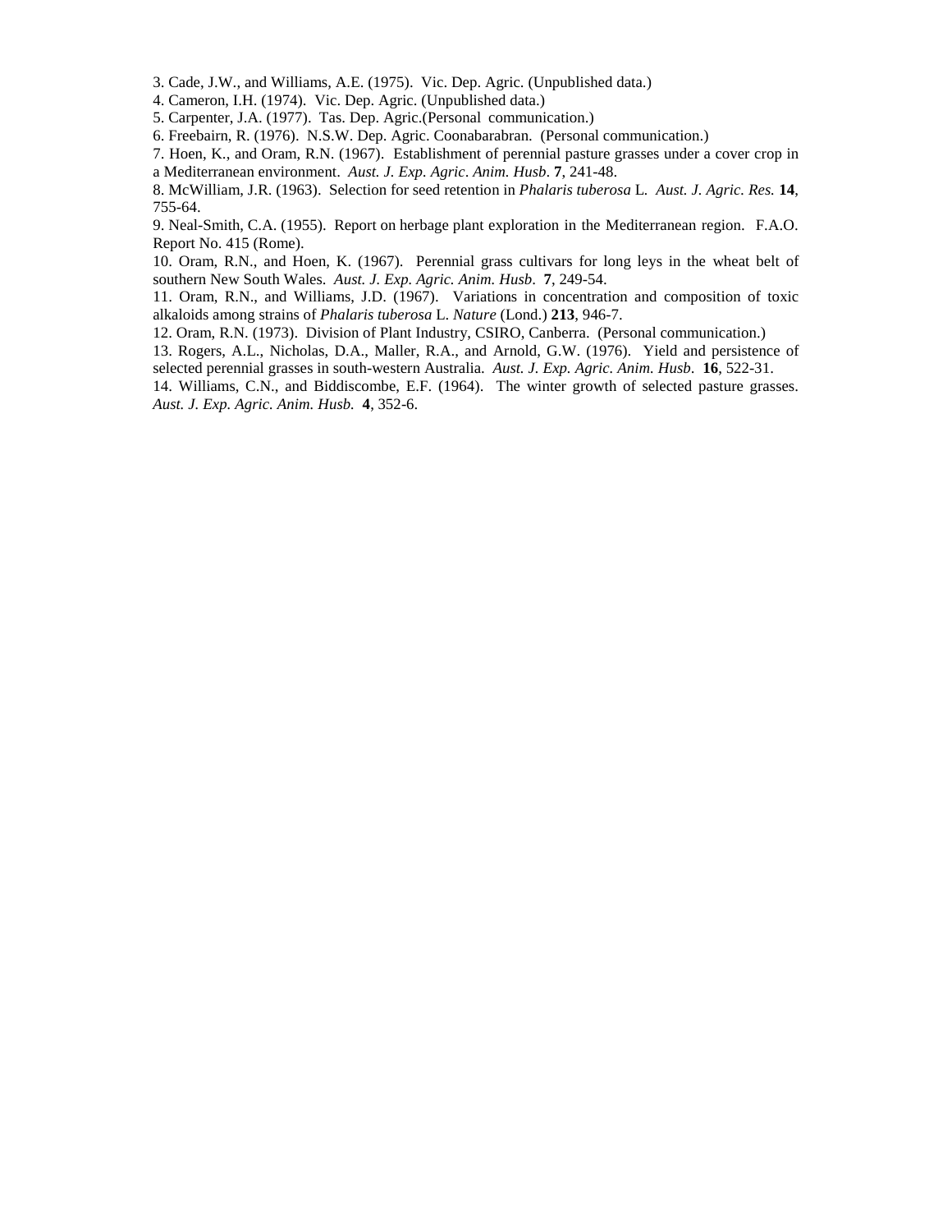3. Cade, J.W., and Williams, A.E. (1975). Vic. Dep. Agric. (Unpublished data.)

4. Cameron, I.H. (1974). Vic. Dep. Agric. (Unpublished data.)

5. Carpenter, J.A. (1977). Tas. Dep. Agric.(Personal communication.)

6. Freebairn, R. (1976). N.S.W. Dep. Agric. Coonabarabran. (Personal communication.)

7. Hoen, K., and Oram, R.N. (1967). Establishment of perennial pasture grasses under a cover crop in a Mediterranean environment. *Aust. J. Exp. Agric. Anim. Husb*. **7**, 241-48.

8. McWilliam, J.R. (1963). Selection for seed retention in *Phalaris tuberosa* L. *Aust. J. Agric. Res.* **14**, 755-64.

9. Neal-Smith, C.A. (1955). Report on herbage plant exploration in the Mediterranean region. F.A.O. Report No. 415 (Rome).

10. Oram, R.N., and Hoen, K. (1967). Perennial grass cultivars for long leys in the wheat belt of southern New South Wales. *Aust. J. Exp. Agric. Anim. Husb*. **7**, 249-54.

11. Oram, R.N., and Williams, J.D. (1967). Variations in concentration and composition of toxic alkaloids among strains of *Phalaris tuberosa* L. *Nature* (Lond.) **213**, 946-7.

12. Oram, R.N. (1973). Division of Plant Industry, CSIRO, Canberra. (Personal communication.)

13. Rogers, A.L., Nicholas, D.A., Maller, R.A., and Arnold, G.W. (1976). Yield and persistence of selected perennial grasses in south-western Australia. *Aust. J. Exp. Agric. Anim. Husb*. **16**, 522-31.

14. Williams, C.N., and Biddiscombe, E.F. (1964). The winter growth of selected pasture grasses. *Aust. J. Exp. Agric. Anim. Husb.* **4**, 352-6.